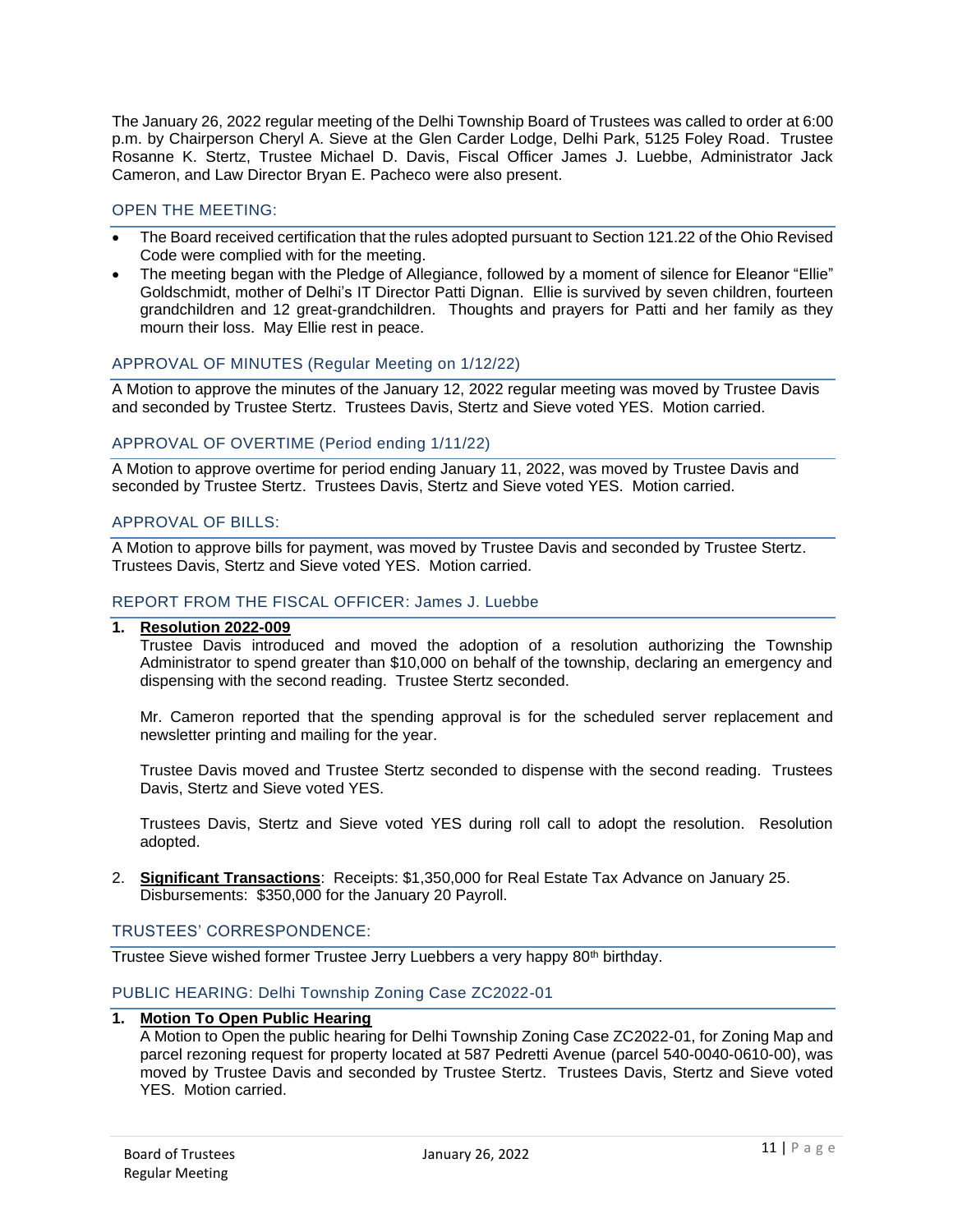The January 26, 2022 regular meeting of the Delhi Township Board of Trustees was called to order at 6:00 p.m. by Chairperson Cheryl A. Sieve at the Glen Carder Lodge, Delhi Park, 5125 Foley Road. Trustee Rosanne K. Stertz, Trustee Michael D. Davis, Fiscal Officer James J. Luebbe, Administrator Jack Cameron, and Law Director Bryan E. Pacheco were also present.

## OPEN THE MEETING:

- The Board received certification that the rules adopted pursuant to Section 121.22 of the Ohio Revised Code were complied with for the meeting.
- The meeting began with the Pledge of Allegiance, followed by a moment of silence for Eleanor "Ellie" Goldschmidt, mother of Delhi's IT Director Patti Dignan. Ellie is survived by seven children, fourteen grandchildren and 12 great-grandchildren. Thoughts and prayers for Patti and her family as they mourn their loss. May Ellie rest in peace.

## APPROVAL OF MINUTES (Regular Meeting on 1/12/22)

A Motion to approve the minutes of the January 12, 2022 regular meeting was moved by Trustee Davis and seconded by Trustee Stertz. Trustees Davis, Stertz and Sieve voted YES. Motion carried.

## APPROVAL OF OVERTIME (Period ending 1/11/22)

A Motion to approve overtime for period ending January 11, 2022, was moved by Trustee Davis and seconded by Trustee Stertz. Trustees Davis, Stertz and Sieve voted YES. Motion carried.

## APPROVAL OF BILLS:

A Motion to approve bills for payment, was moved by Trustee Davis and seconded by Trustee Stertz. Trustees Davis, Stertz and Sieve voted YES. Motion carried.

## REPORT FROM THE FISCAL OFFICER: James J. Luebbe

1. **Resolution 2022-009**
   Trustee Davis introduced and moved the adoption of a resolution authorizing the Township Administrator to spend greater than $10,000 on behalf of the township, declaring an emergency and dispensing with the second reading. Trustee Stertz seconded.

   Mr. Cameron reported that the spending approval is for the scheduled server replacement and newsletter printing and mailing for the year.

   Trustee Davis moved and Trustee Stertz seconded to dispense with the second reading. Trustees Davis, Stertz and Sieve voted YES.

   Trustees Davis, Stertz and Sieve voted YES during roll call to adopt the resolution. Resolution adopted.

2. **Significant Transactions**: Receipts: $1,350,000 for Real Estate Tax Advance on January 25. Disbursements: $350,000 for the January 20 Payroll.

## TRUSTEES' CORRESPONDENCE:

Trustee Sieve wished former Trustee Jerry Luebbers a very happy 80th birthday.

## PUBLIC HEARING: Delhi Township Zoning Case ZC2022-01

1. **Motion To Open Public Hearing**
   A Motion to Open the public hearing for Delhi Township Zoning Case ZC2022-01, for Zoning Map and parcel rezoning request for property located at 587 Pedretti Avenue (parcel 540-0040-0610-00), was moved by Trustee Davis and seconded by Trustee Stertz. Trustees Davis, Stertz and Sieve voted YES. Motion carried.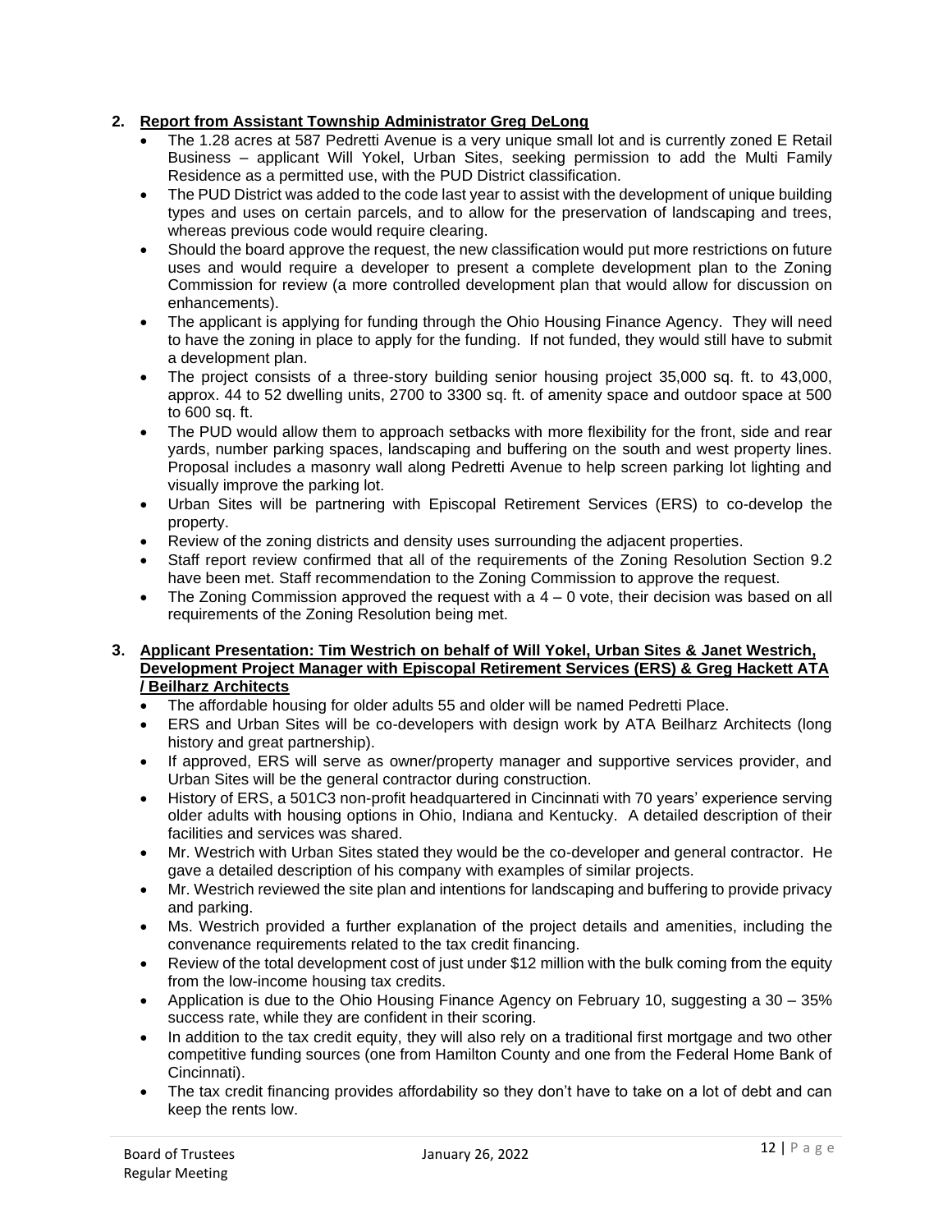2. **Report from Assistant Township Administrator Greg DeLong**
   - The 1.28 acres at 587 Pedretti Avenue is a very unique small lot and is currently zoned E Retail Business – applicant Will Yokel, Urban Sites, seeking permission to add the Multi Family Residence as a permitted use, with the PUD District classification.
   - The PUD District was added to the code last year to assist with the development of unique building types and uses on certain parcels, and to allow for the preservation of landscaping and trees, whereas previous code would require clearing.
   - Should the board approve the request, the new classification would put more restrictions on future uses and would require a developer to present a complete development plan to the Zoning Commission for review (a more controlled development plan that would allow for discussion on enhancements).
   - The applicant is applying for funding through the Ohio Housing Finance Agency. They will need to have the zoning in place to apply for the funding. If not funded, they would still have to submit a development plan.
   - The project consists of a three-story building senior housing project 35,000 sq. ft. to 43,000, approx. 44 to 52 dwelling units, 2700 to 3300 sq. ft. of amenity space and outdoor space at 500 to 600 sq. ft.
   - The PUD would allow them to approach setbacks with more flexibility for the front, side and rear yards, number parking spaces, landscaping and buffering on the south and west property lines. Proposal includes a masonry wall along Pedretti Avenue to help screen parking lot lighting and visually improve the parking lot.
   - Urban Sites will be partnering with Episcopal Retirement Services (ERS) to co-develop the property.
   - Review of the zoning districts and density uses surrounding the adjacent properties.
   - Staff report review confirmed that all of the requirements of the Zoning Resolution Section 9.2 have been met. Staff recommendation to the Zoning Commission to approve the request.
   - The Zoning Commission approved the request with a 4 – 0 vote, their decision was based on all requirements of the Zoning Resolution being met.

3. **Applicant Presentation: Tim Westrich on behalf of Will Yokel, Urban Sites & Janet Westrich, Development Project Manager with Episcopal Retirement Services (ERS) & Greg Hackett ATA / Beilharz Architects**
   - The affordable housing for older adults 55 and older will be named Pedretti Place.
   - ERS and Urban Sites will be co-developers with design work by ATA Beilharz Architects (long history and great partnership).
   - If approved, ERS will serve as owner/property manager and supportive services provider, and Urban Sites will be the general contractor during construction.
   - History of ERS, a 501C3 non-profit headquartered in Cincinnati with 70 years' experience serving older adults with housing options in Ohio, Indiana and Kentucky. A detailed description of their facilities and services was shared.
   - Mr. Westrich with Urban Sites stated they would be the co-developer and general contractor. He gave a detailed description of his company with examples of similar projects.
   - Mr. Westrich reviewed the site plan and intentions for landscaping and buffering to provide privacy and parking.
   - Ms. Westrich provided a further explanation of the project details and amenities, including the convenance requirements related to the tax credit financing.
   - Review of the total development cost of just under $12 million with the bulk coming from the equity from the low-income housing tax credits.
   - Application is due to the Ohio Housing Finance Agency on February 10, suggesting a 30 – 35% success rate, while they are confident in their scoring.
   - In addition to the tax credit equity, they will also rely on a traditional first mortgage and two other competitive funding sources (one from Hamilton County and one from the Federal Home Bank of Cincinnati).
   - The tax credit financing provides affordability so they don't have to take on a lot of debt and can keep the rents low.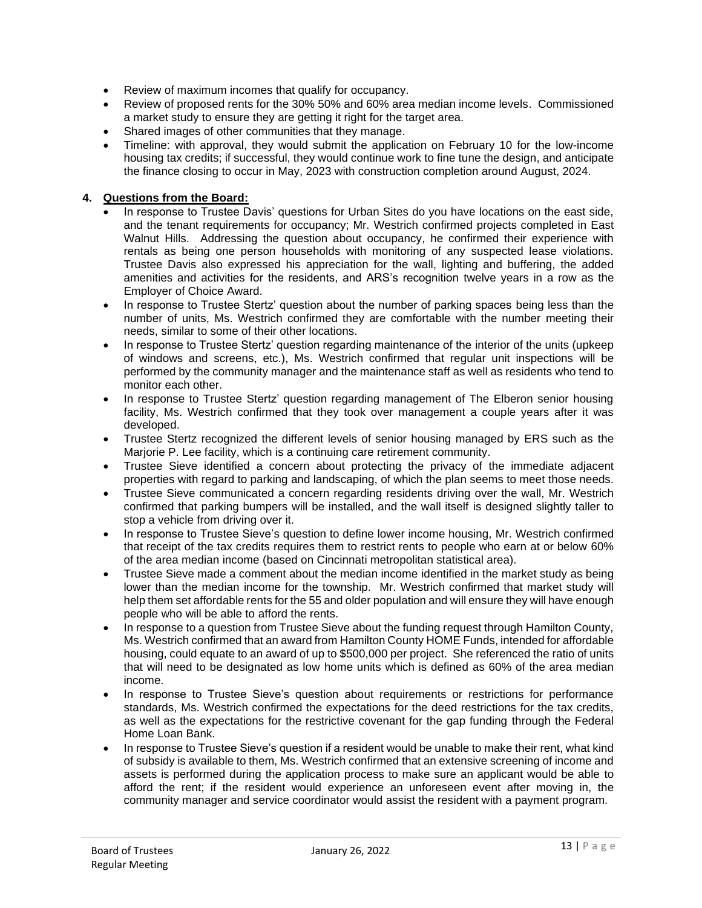- Review of maximum incomes that qualify for occupancy.
- Review of proposed rents for the 30% 50% and 60% area median income levels. Commissioned a market study to ensure they are getting it right for the target area.
- Shared images of other communities that they manage.
- Timeline: with approval, they would submit the application on February 10 for the low-income housing tax credits; if successful, they would continue work to fine tune the design, and anticipate the finance closing to occur in May, 2023 with construction completion around August, 2024.

**4. Questions from the Board:**

- In response to Trustee Davis' questions for Urban Sites do you have locations on the east side, and the tenant requirements for occupancy; Mr. Westrich confirmed projects completed in East Walnut Hills. Addressing the question about occupancy, he confirmed their experience with rentals as being one person households with monitoring of any suspected lease violations. Trustee Davis also expressed his appreciation for the wall, lighting and buffering, the added amenities and activities for the residents, and ARS's recognition twelve years in a row as the Employer of Choice Award.
- In response to Trustee Stertz' question about the number of parking spaces being less than the number of units, Ms. Westrich confirmed they are comfortable with the number meeting their needs, similar to some of their other locations.
- In response to Trustee Stertz' question regarding maintenance of the interior of the units (upkeep of windows and screens, etc.), Ms. Westrich confirmed that regular unit inspections will be performed by the community manager and the maintenance staff as well as residents who tend to monitor each other.
- In response to Trustee Stertz' question regarding management of The Elberon senior housing facility, Ms. Westrich confirmed that they took over management a couple years after it was developed.
- Trustee Stertz recognized the different levels of senior housing managed by ERS such as the Marjorie P. Lee facility, which is a continuing care retirement community.
- Trustee Sieve identified a concern about protecting the privacy of the immediate adjacent properties with regard to parking and landscaping, of which the plan seems to meet those needs.
- Trustee Sieve communicated a concern regarding residents driving over the wall, Mr. Westrich confirmed that parking bumpers will be installed, and the wall itself is designed slightly taller to stop a vehicle from driving over it.
- In response to Trustee Sieve's question to define lower income housing, Mr. Westrich confirmed that receipt of the tax credits requires them to restrict rents to people who earn at or below 60% of the area median income (based on Cincinnati metropolitan statistical area).
- Trustee Sieve made a comment about the median income identified in the market study as being lower than the median income for the township. Mr. Westrich confirmed that market study will help them set affordable rents for the 55 and older population and will ensure they will have enough people who will be able to afford the rents.
- In response to a question from Trustee Sieve about the funding request through Hamilton County, Ms. Westrich confirmed that an award from Hamilton County HOME Funds, intended for affordable housing, could equate to an award of up to $500,000 per project. She referenced the ratio of units that will need to be designated as low home units which is defined as 60% of the area median income.
- In response to Trustee Sieve's question about requirements or restrictions for performance standards, Ms. Westrich confirmed the expectations for the deed restrictions for the tax credits, as well as the expectations for the restrictive covenant for the gap funding through the Federal Home Loan Bank.
- In response to Trustee Sieve's question if a resident would be unable to make their rent, what kind of subsidy is available to them, Ms. Westrich confirmed that an extensive screening of income and assets is performed during the application process to make sure an applicant would be able to afford the rent; if the resident would experience an unforeseen event after moving in, the community manager and service coordinator would assist the resident with a payment program.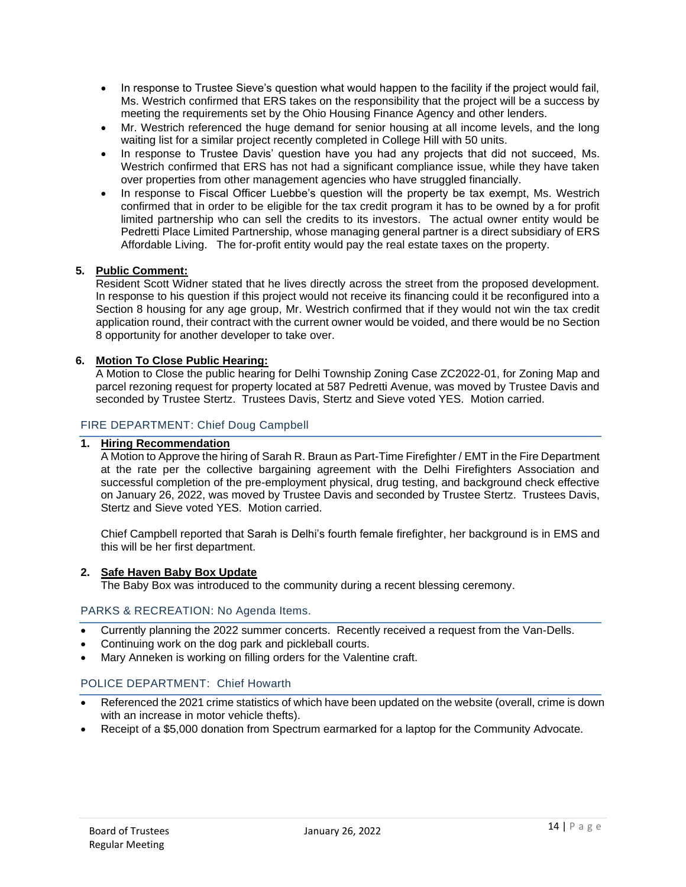- In response to Trustee Sieve's question what would happen to the facility if the project would fail, Ms. Westrich confirmed that ERS takes on the responsibility that the project will be a success by meeting the requirements set by the Ohio Housing Finance Agency and other lenders.
- Mr. Westrich referenced the huge demand for senior housing at all income levels, and the long waiting list for a similar project recently completed in College Hill with 50 units.
- In response to Trustee Davis' question have you had any projects that did not succeed, Ms. Westrich confirmed that ERS has not had a significant compliance issue, while they have taken over properties from other management agencies who have struggled financially.
- In response to Fiscal Officer Luebbe's question will the property be tax exempt, Ms. Westrich confirmed that in order to be eligible for the tax credit program it has to be owned by a for profit limited partnership who can sell the credits to its investors. The actual owner entity would be Pedretti Place Limited Partnership, whose managing general partner is a direct subsidiary of ERS Affordable Living. The for-profit entity would pay the real estate taxes on the property.

5. **Public Comment:**
   Resident Scott Widner stated that he lives directly across the street from the proposed development. In response to his question if this project would not receive its financing could it be reconfigured into a Section 8 housing for any age group, Mr. Westrich confirmed that if they would not win the tax credit application round, their contract with the current owner would be voided, and there would be no Section 8 opportunity for another developer to take over.

6. **Motion To Close Public Hearing:**
   A Motion to Close the public hearing for Delhi Township Zoning Case ZC2022-01, for Zoning Map and parcel rezoning request for property located at 587 Pedretti Avenue, was moved by Trustee Davis and seconded by Trustee Stertz. Trustees Davis, Stertz and Sieve voted YES. Motion carried.

## FIRE DEPARTMENT: Chief Doug Campbell

1. **Hiring Recommendation**
   A Motion to Approve the hiring of Sarah R. Braun as Part-Time Firefighter / EMT in the Fire Department at the rate per the collective bargaining agreement with the Delhi Firefighters Association and successful completion of the pre-employment physical, drug testing, and background check effective on January 26, 2022, was moved by Trustee Davis and seconded by Trustee Stertz. Trustees Davis, Stertz and Sieve voted YES. Motion carried.

   Chief Campbell reported that Sarah is Delhi's fourth female firefighter, her background is in EMS and this will be her first department.

2. **Safe Haven Baby Box Update**
   The Baby Box was introduced to the community during a recent blessing ceremony.

## PARKS & RECREATION: No Agenda Items.

- Currently planning the 2022 summer concerts. Recently received a request from the Van-Dells.
- Continuing work on the dog park and pickleball courts.
- Mary Anneken is working on filling orders for the Valentine craft.

## POLICE DEPARTMENT: Chief Howarth

- Referenced the 2021 crime statistics of which have been updated on the website (overall, crime is down with an increase in motor vehicle thefts).
- Receipt of a $5,000 donation from Spectrum earmarked for a laptop for the Community Advocate.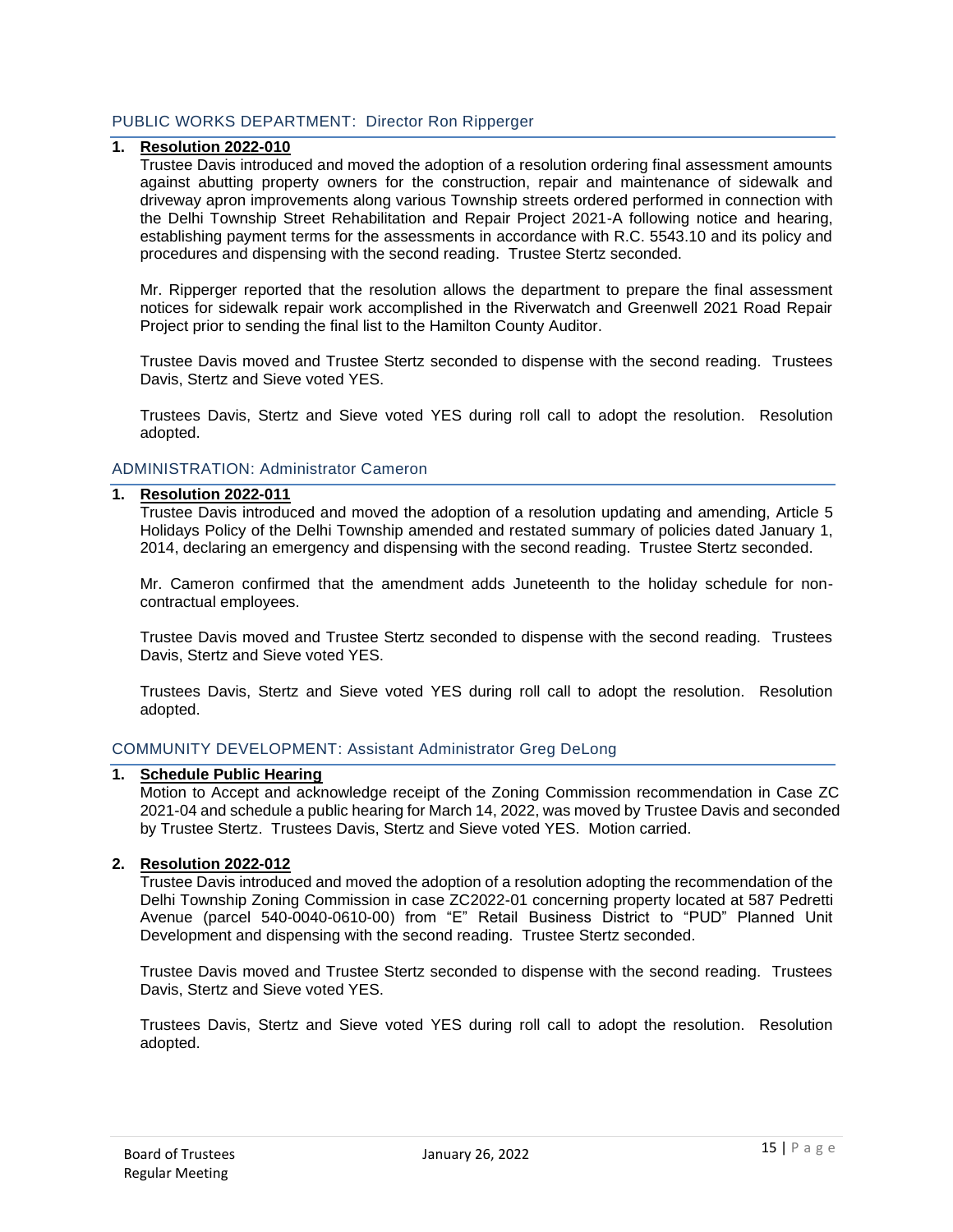## PUBLIC WORKS DEPARTMENT: Director Ron Ripperger

1. **Resolution 2022-010**

   Trustee Davis introduced and moved the adoption of a resolution ordering final assessment amounts against abutting property owners for the construction, repair and maintenance of sidewalk and driveway apron improvements along various Township streets ordered performed in connection with the Delhi Township Street Rehabilitation and Repair Project 2021-A following notice and hearing, establishing payment terms for the assessments in accordance with R.C. 5543.10 and its policy and procedures and dispensing with the second reading. Trustee Stertz seconded.

   Mr. Ripperger reported that the resolution allows the department to prepare the final assessment notices for sidewalk repair work accomplished in the Riverwatch and Greenwell 2021 Road Repair Project prior to sending the final list to the Hamilton County Auditor.

   Trustee Davis moved and Trustee Stertz seconded to dispense with the second reading. Trustees Davis, Stertz and Sieve voted YES.

   Trustees Davis, Stertz and Sieve voted YES during roll call to adopt the resolution. Resolution adopted.

## ADMINISTRATION: Administrator Cameron

1. **Resolution 2022-011**

   Trustee Davis introduced and moved the adoption of a resolution updating and amending, Article 5 Holidays Policy of the Delhi Township amended and restated summary of policies dated January 1, 2014, declaring an emergency and dispensing with the second reading. Trustee Stertz seconded.

   Mr. Cameron confirmed that the amendment adds Juneteenth to the holiday schedule for non-contractual employees.

   Trustee Davis moved and Trustee Stertz seconded to dispense with the second reading. Trustees Davis, Stertz and Sieve voted YES.

   Trustees Davis, Stertz and Sieve voted YES during roll call to adopt the resolution. Resolution adopted.

## COMMUNITY DEVELOPMENT: Assistant Administrator Greg DeLong

1. **Schedule Public Hearing**

   Motion to Accept and acknowledge receipt of the Zoning Commission recommendation in Case ZC 2021-04 and schedule a public hearing for March 14, 2022, was moved by Trustee Davis and seconded by Trustee Stertz. Trustees Davis, Stertz and Sieve voted YES. Motion carried.

2. **Resolution 2022-012**

   Trustee Davis introduced and moved the adoption of a resolution adopting the recommendation of the Delhi Township Zoning Commission in case ZC2022-01 concerning property located at 587 Pedretti Avenue (parcel 540-0040-0610-00) from "E" Retail Business District to "PUD" Planned Unit Development and dispensing with the second reading. Trustee Stertz seconded.

   Trustee Davis moved and Trustee Stertz seconded to dispense with the second reading. Trustees Davis, Stertz and Sieve voted YES.

   Trustees Davis, Stertz and Sieve voted YES during roll call to adopt the resolution. Resolution adopted.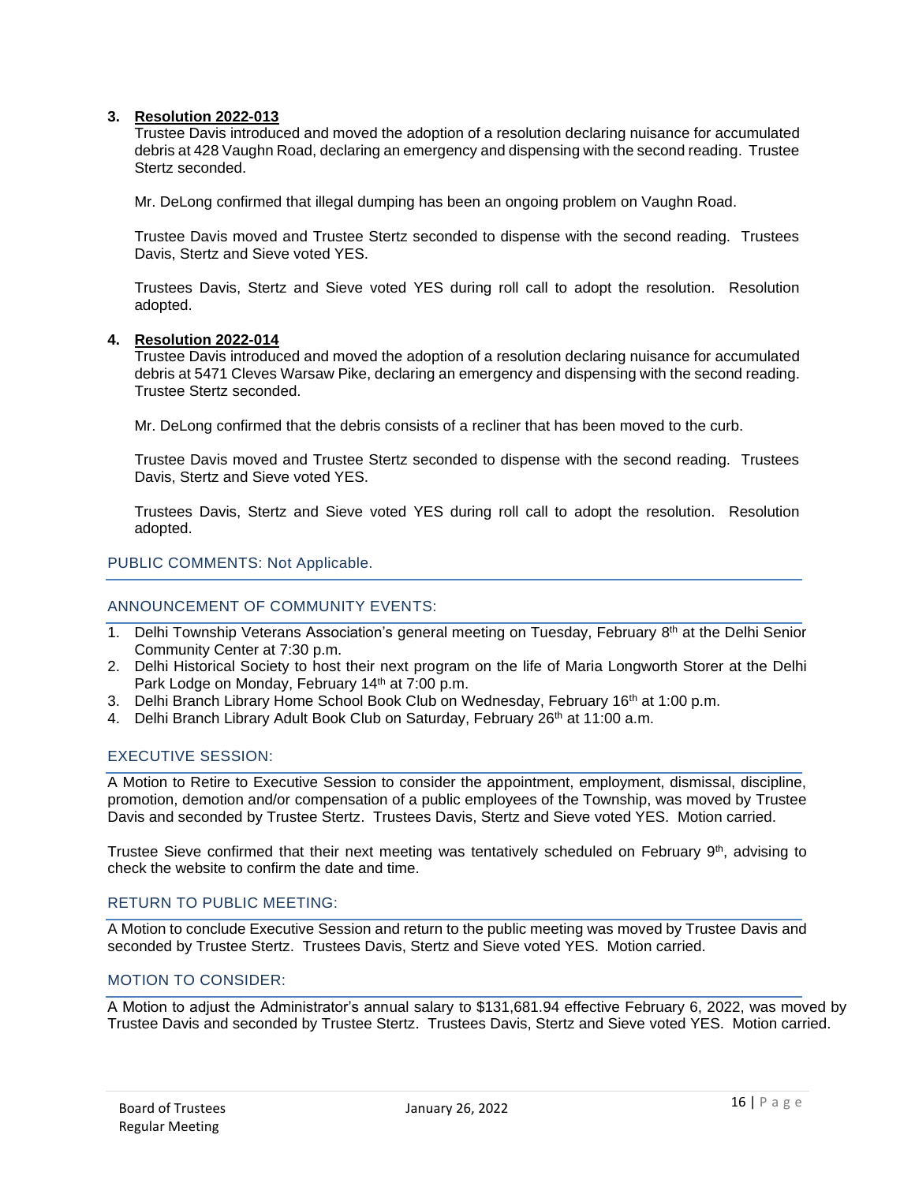3. **Resolution 2022-013**

   Trustee Davis introduced and moved the adoption of a resolution declaring nuisance for accumulated debris at 428 Vaughn Road, declaring an emergency and dispensing with the second reading. Trustee Stertz seconded.

   Mr. DeLong confirmed that illegal dumping has been an ongoing problem on Vaughn Road.

   Trustee Davis moved and Trustee Stertz seconded to dispense with the second reading. Trustees Davis, Stertz and Sieve voted YES.

   Trustees Davis, Stertz and Sieve voted YES during roll call to adopt the resolution. Resolution adopted.

4. **Resolution 2022-014**

   Trustee Davis introduced and moved the adoption of a resolution declaring nuisance for accumulated debris at 5471 Cleves Warsaw Pike, declaring an emergency and dispensing with the second reading. Trustee Stertz seconded.

   Mr. DeLong confirmed that the debris consists of a recliner that has been moved to the curb.

   Trustee Davis moved and Trustee Stertz seconded to dispense with the second reading. Trustees Davis, Stertz and Sieve voted YES.

   Trustees Davis, Stertz and Sieve voted YES during roll call to adopt the resolution. Resolution adopted.

## PUBLIC COMMENTS: Not Applicable.

## ANNOUNCEMENT OF COMMUNITY EVENTS:

1. Delhi Township Veterans Association's general meeting on Tuesday, February 8th at the Delhi Senior Community Center at 7:30 p.m.
2. Delhi Historical Society to host their next program on the life of Maria Longworth Storer at the Delhi Park Lodge on Monday, February 14th at 7:00 p.m.
3. Delhi Branch Library Home School Book Club on Wednesday, February 16th at 1:00 p.m.
4. Delhi Branch Library Adult Book Club on Saturday, February 26th at 11:00 a.m.

## EXECUTIVE SESSION:

A Motion to Retire to Executive Session to consider the appointment, employment, dismissal, discipline, promotion, demotion and/or compensation of a public employees of the Township, was moved by Trustee Davis and seconded by Trustee Stertz. Trustees Davis, Stertz and Sieve voted YES. Motion carried.

Trustee Sieve confirmed that their next meeting was tentatively scheduled on February 9th, advising to check the website to confirm the date and time.

## RETURN TO PUBLIC MEETING:

A Motion to conclude Executive Session and return to the public meeting was moved by Trustee Davis and seconded by Trustee Stertz. Trustees Davis, Stertz and Sieve voted YES. Motion carried.

## MOTION TO CONSIDER:

A Motion to adjust the Administrator's annual salary to $131,681.94 effective February 6, 2022, was moved by Trustee Davis and seconded by Trustee Stertz. Trustees Davis, Stertz and Sieve voted YES. Motion carried.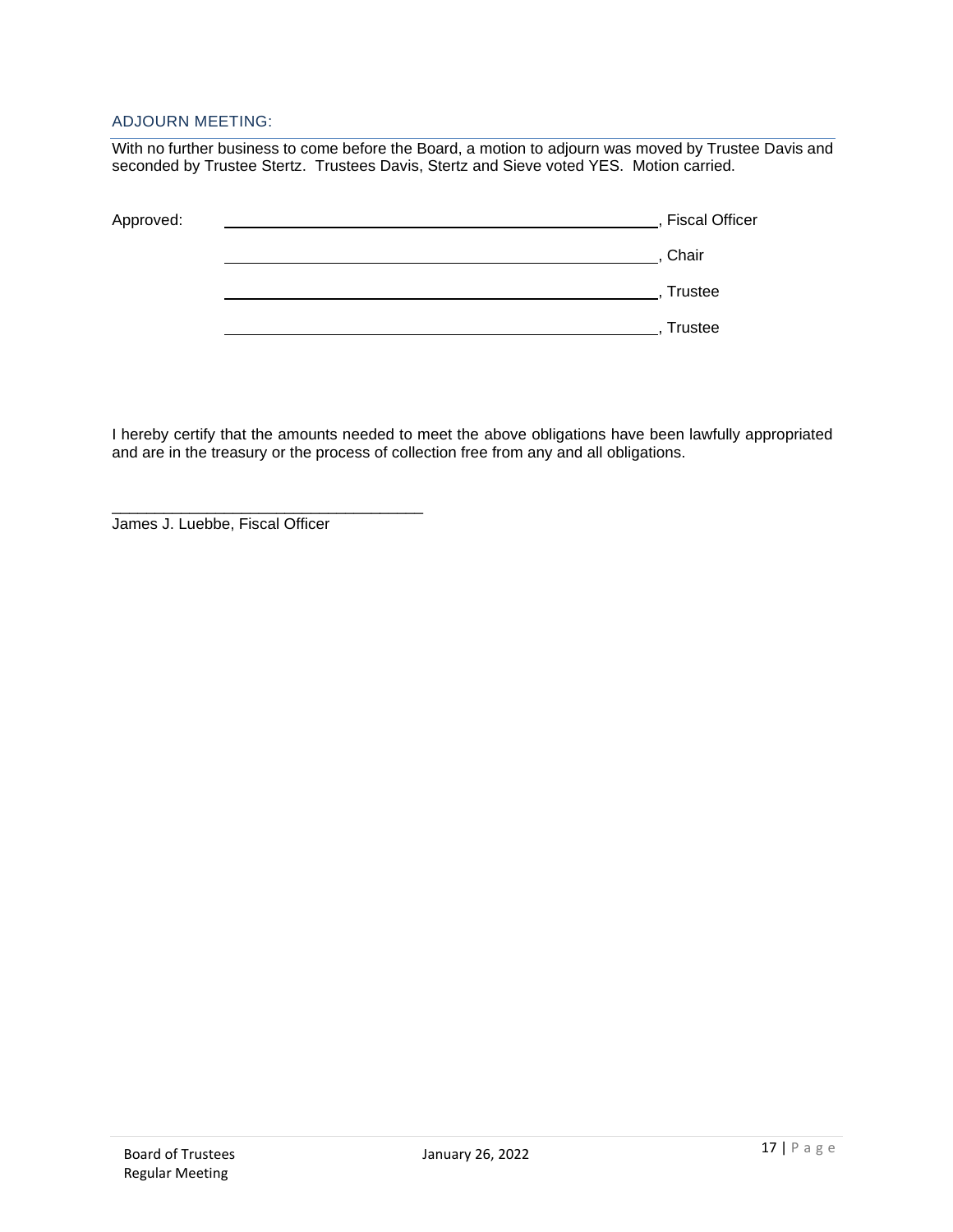## ADJOURN MEETING:

With no further business to come before the Board, a motion to adjourn was moved by Trustee Davis and seconded by Trustee Stertz. Trustees Davis, Stertz and Sieve voted YES. Motion carried.

Approved: ______________________________, Fiscal Officer

______________________________, Chair

______________________________, Trustee

______________________________, Trustee

I hereby certify that the amounts needed to meet the above obligations have been lawfully appropriated and are in the treasury or the process of collection free from any and all obligations.

___________________________________
James J. Luebbe, Fiscal Officer